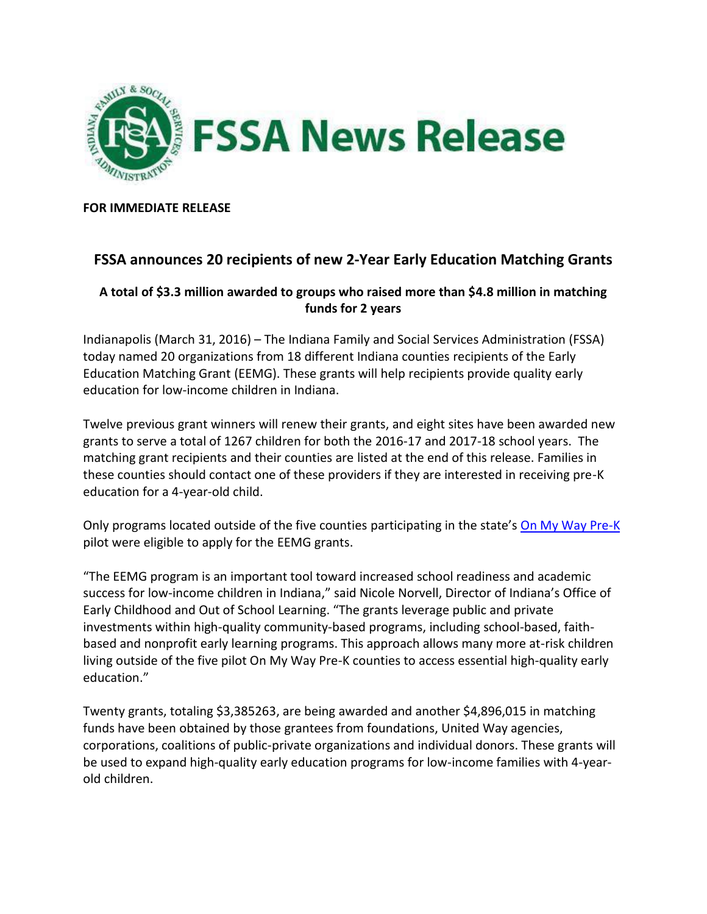# FSSA News Release

**FOR IMMEDIATE RELEASE**

## FSSA announces 20 recipients of new 2-Year Early Education Matching Grants

### A total of $3.3 million awarded to groups who raised more than $4.8 million in matching funds for 2 years

Indianapolis (March 31, 2016) – The Indiana Family and Social Services Administration (FSSA) today named 20 organizations from 18 different Indiana counties recipients of the Early Education Matching Grant (EEMG). These grants will help recipients provide quality early education for low-income children in Indiana.

Twelve previous grant winners will renew their grants, and eight sites have been awarded new grants to serve a total of 1267 children for both the 2016-17 and 2017-18 school years. The matching grant recipients and their counties are listed at the end of this release. Families in these counties should contact one of these providers if they are interested in receiving pre-K education for a 4-year-old child.

Only programs located outside of the five counties participating in the state's On My Way Pre-K pilot were eligible to apply for the EEMG grants.

"The EEMG program is an important tool toward increased school readiness and academic success for low-income children in Indiana," said Nicole Norvell, Director of Indiana's Office of Early Childhood and Out of School Learning. "The grants leverage public and private investments within high-quality community-based programs, including school-based, faith-based and nonprofit early learning programs. This approach allows many more at-risk children living outside of the five pilot On My Way Pre-K counties to access essential high-quality early education."

Twenty grants, totaling $3,385263, are being awarded and another $4,896,015 in matching funds have been obtained by those grantees from foundations, United Way agencies, corporations, coalitions of public-private organizations and individual donors. These grants will be used to expand high-quality early education programs for low-income families with 4-year-old children.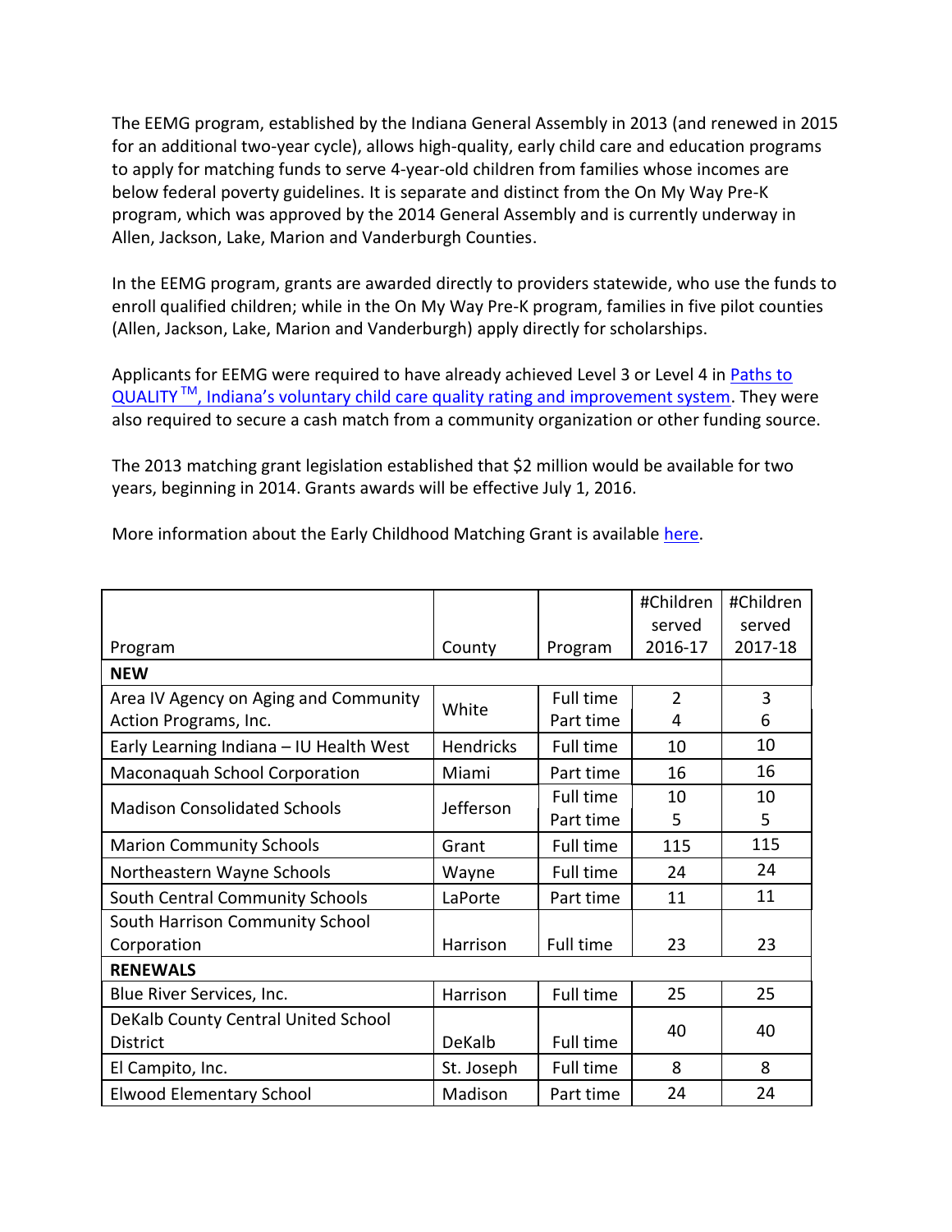The EEMG program, established by the Indiana General Assembly in 2013 (and renewed in 2015 for an additional two-year cycle), allows high-quality, early child care and education programs to apply for matching funds to serve 4-year-old children from families whose incomes are below federal poverty guidelines. It is separate and distinct from the On My Way Pre-K program, which was approved by the 2014 General Assembly and is currently underway in Allen, Jackson, Lake, Marion and Vanderburgh Counties.

In the EEMG program, grants are awarded directly to providers statewide, who use the funds to enroll qualified children; while in the On My Way Pre-K program, families in five pilot counties (Allen, Jackson, Lake, Marion and Vanderburgh) apply directly for scholarships.

Applicants for EEMG were required to have already achieved Level 3 or Level 4 in [Paths to QUALITY™, Indiana's voluntary child care quality rating and improvement system](). They were also required to secure a cash match from a community organization or other funding source.

The 2013 matching grant legislation established that $2 million would be available for two years, beginning in 2014. Grants awards will be effective July 1, 2016.

More information about the Early Childhood Matching Grant is available [here]().

| Program | County | Program | #Children served 2016-17 | #Children served 2017-18 |
|---|---|---|---|---|
| **NEW** | | | | |
| Area IV Agency on Aging and Community Action Programs, Inc. | White | Full time<br>Part time | 2<br>4 | 3<br>6 |
| Early Learning Indiana – IU Health West | Hendricks | Full time | 10 | 10 |
| Maconaquah School Corporation | Miami | Part time | 16 | 16 |
| Madison Consolidated Schools | Jefferson | Full time<br>Part time | 10<br>5 | 10<br>5 |
| Marion Community Schools | Grant | Full time | 115 | 115 |
| Northeastern Wayne Schools | Wayne | Full time | 24 | 24 |
| South Central Community Schools | LaPorte | Part time | 11 | 11 |
| South Harrison Community School Corporation | Harrison | Full time | 23 | 23 |
| **RENEWALS** | | | | |
| Blue River Services, Inc. | Harrison | Full time | 25 | 25 |
| DeKalb County Central United School District | DeKalb | Full time | 40 | 40 |
| El Campito, Inc. | St. Joseph | Full time | 8 | 8 |
| Elwood Elementary School | Madison | Part time | 24 | 24 |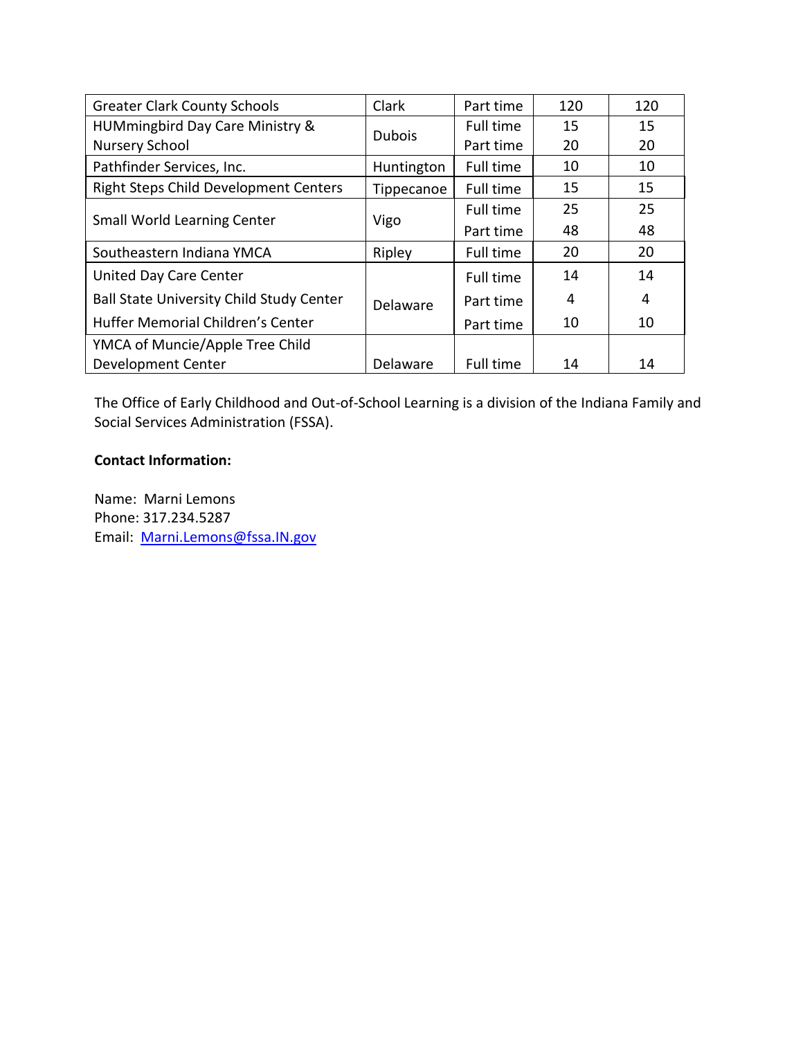| | | | | |
|---|---|---|---|---|
| Greater Clark County Schools | Clark | Part time | 120 | 120 |
| HUMmingbird Day Care Ministry & Nursery School | Dubois | Full time | 15 | 15 |
| | | Part time | 20 | 20 |
| Pathfinder Services, Inc. | Huntington | Full time | 10 | 10 |
| Right Steps Child Development Centers | Tippecanoe | Full time | 15 | 15 |
| Small World Learning Center | Vigo | Full time | 25 | 25 |
| | | Part time | 48 | 48 |
| Southeastern Indiana YMCA | Ripley | Full time | 20 | 20 |
| United Day Care Center | Delaware | Full time | 14 | 14 |
| Ball State University Child Study Center | | Part time | 4 | 4 |
| Huffer Memorial Children's Center | | Part time | 10 | 10 |
| YMCA of Muncie/Apple Tree Child Development Center | Delaware | Full time | 14 | 14 |

The Office of Early Childhood and Out-of-School Learning is a division of the Indiana Family and Social Services Administration (FSSA).

**Contact Information:**

Name: Marni Lemons
Phone: 317.234.5287
Email: Marni.Lemons@fssa.IN.gov